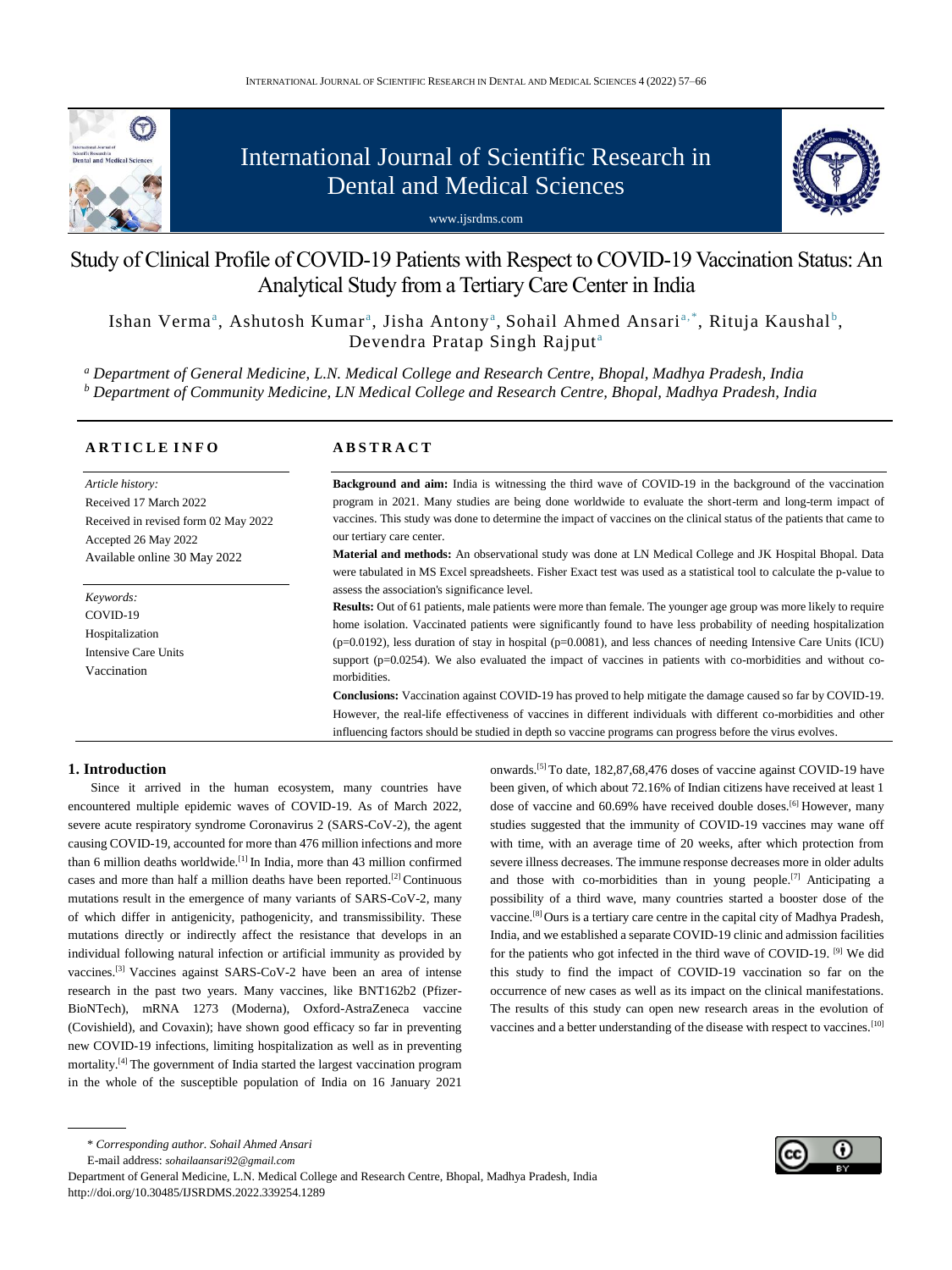# Study of Clinical Profile of COVID-19 Patients with Respect to COVID-19 Vaccination Status: An Analytical Study from a Tertiary Care Center in India

Ishan Verma[a], Ashutosh Kumar[a], Jisha Antony[a], Sohail Ahmed Ansari[a,*], Rituja Kaushal[b], Devendra Pratap Singh Rajput[a]

[a] *Department of General Medicine, L.N. Medical College and Research Centre, Bhopal, Madhya Pradesh, India*
[b] *Department of Community Medicine, LN Medical College and Research Centre, Bhopal, Madhya Pradesh, India*

## ARTICLE INFO

*Article history:*
Received 17 March 2022
Received in revised form 02 May 2022
Accepted 26 May 2022
Available online 30 May 2022

*Keywords:*
COVID-19
Hospitalization
Intensive Care Units
Vaccination

## ABSTRACT

**Background and aim:** India is witnessing the third wave of COVID-19 in the background of the vaccination program in 2021. Many studies are being done worldwide to evaluate the short-term and long-term impact of vaccines. This study was done to determine the impact of vaccines on the clinical status of the patients that came to our tertiary care center.

**Material and methods:** An observational study was done at LN Medical College and JK Hospital Bhopal. Data were tabulated in MS Excel spreadsheets. Fisher Exact test was used as a statistical tool to calculate the p-value to assess the association's significance level.

**Results:** Out of 61 patients, male patients were more than female. The younger age group was more likely to require home isolation. Vaccinated patients were significantly found to have less probability of needing hospitalization ($p=0.0192$), less duration of stay in hospital ($p=0.0081$), and less chances of needing Intensive Care Units (ICU) support ($p=0.0254$). We also evaluated the impact of vaccines in patients with co-morbidities and without co-morbidities.

**Conclusions:** Vaccination against COVID-19 has proved to help mitigate the damage caused so far by COVID-19. However, the real-life effectiveness of vaccines in different individuals with different co-morbidities and other influencing factors should be studied in depth so vaccine programs can progress before the virus evolves.

## 1. Introduction

Since it arrived in the human ecosystem, many countries have encountered multiple epidemic waves of COVID-19. As of March 2022, severe acute respiratory syndrome Coronavirus 2 (SARS-CoV-2), the agent causing COVID-19, accounted for more than 476 million infections and more than 6 million deaths worldwide.[1] In India, more than 43 million confirmed cases and more than half a million deaths have been reported.[2] Continuous mutations result in the emergence of many variants of SARS-CoV-2, many of which differ in antigenicity, pathogenicity, and transmissibility. These mutations directly or indirectly affect the resistance that develops in an individual following natural infection or artificial immunity as provided by vaccines.[3] Vaccines against SARS-CoV-2 have been an area of intense research in the past two years. Many vaccines, like BNT162b2 (Pfizer-BioNTech), mRNA 1273 (Moderna), Oxford-AstraZeneca vaccine (Covishield), and Covaxin); have shown good efficacy so far in preventing new COVID-19 infections, limiting hospitalization as well as in preventing mortality.[4] The government of India started the largest vaccination program in the whole of the susceptible population of India on 16 January 2021 onwards.[5] To date, 182,87,68,476 doses of vaccine against COVID-19 have been given, of which about 72.16% of Indian citizens have received at least 1 dose of vaccine and 60.69% have received double doses.[6] However, many studies suggested that the immunity of COVID-19 vaccines may wane off with time, with an average time of 20 weeks, after which protection from severe illness decreases. The immune response decreases more in older adults and those with co-morbidities than in young people.[7] Anticipating a possibility of a third wave, many countries started a booster dose of the vaccine.[8] Ours is a tertiary care centre in the capital city of Madhya Pradesh, India, and we established a separate COVID-19 clinic and admission facilities for the patients who got infected in the third wave of COVID-19. [9] We did this study to find the impact of COVID-19 vaccination so far on the occurrence of new cases as well as its impact on the clinical manifestations. The results of this study can open new research areas in the evolution of vaccines and a better understanding of the disease with respect to vaccines.[10]

\* *Corresponding author. Sohail Ahmed Ansari*
E-mail address: *sohailaansari92@gmail.com*
Department of General Medicine, L.N. Medical College and Research Centre, Bhopal, Madhya Pradesh, India
http://doi.org/10.30485/IJSRDMS.2022.339254.1289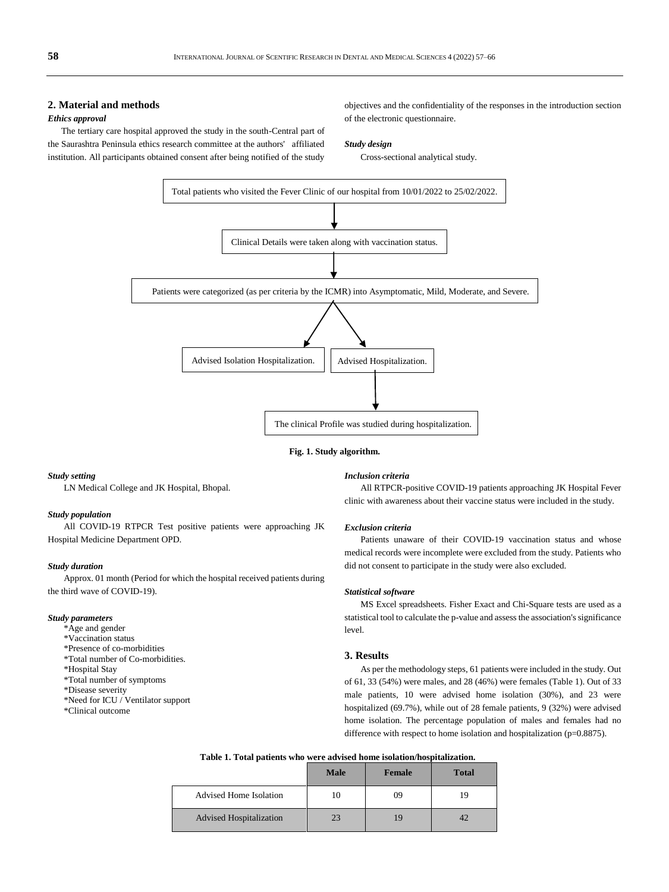## 2. Material and methods

### *Ethics approval*

The tertiary care hospital approved the study in the south-Central part of the Saurashtra Peninsula ethics research committee at the authors' affiliated institution. All participants obtained consent after being notified of the study objectives and the confidentiality of the responses in the introduction section of the electronic questionnaire.

### *Study design*

Cross-sectional analytical study.

Total patients who visited the Fever Clinic of our hospital from 10/01/2022 to 25/02/2022.

↓

Clinical Details were taken along with vaccination status.

↓

Patients were categorized (as per criteria by the ICMR) into Asymptomatic, Mild, Moderate, and Severe.

↙ ↘

Advised Isolation Hospitalization. | Advised Hospitalization.

↓

The clinical Profile was studied during hospitalization.

**Fig. 1. Study algorithm.**

### *Study setting*

LN Medical College and JK Hospital, Bhopal.

### *Study population*

All COVID-19 RTPCR Test positive patients were approaching JK Hospital Medicine Department OPD.

### *Study duration*

Approx. 01 month (Period for which the hospital received patients during the third wave of COVID-19).

### *Study parameters*

*Age and gender
*Vaccination status
*Presence of co-morbidities
*Total number of Co-morbidities.
*Hospital Stay
*Total number of symptoms
*Disease severity
*Need for ICU / Ventilator support
*Clinical outcome

### *Inclusion criteria*

All RTPCR-positive COVID-19 patients approaching JK Hospital Fever clinic with awareness about their vaccine status were included in the study.

### *Exclusion criteria*

Patients unaware of their COVID-19 vaccination status and whose medical records were incomplete were excluded from the study. Patients who did not consent to participate in the study were also excluded.

### *Statistical software*

MS Excel spreadsheets. Fisher Exact and Chi-Square tests are used as a statistical tool to calculate the p-value and assess the association's significance level.

## 3. Results

As per the methodology steps, 61 patients were included in the study. Out of 61, 33 (54%) were males, and 28 (46%) were females (Table 1). Out of 33 male patients, 10 were advised home isolation (30%), and 23 were hospitalized (69.7%), while out of 28 female patients, 9 (32%) were advised home isolation. The percentage population of males and females had no difference with respect to home isolation and hospitalization (p=0.8875).

**Table 1. Total patients who were advised home isolation/hospitalization.**

| | Male | Female | Total |
|---|---|---|---|
| Advised Home Isolation | 10 | 09 | 19 |
| Advised Hospitalization | 23 | 19 | 42 |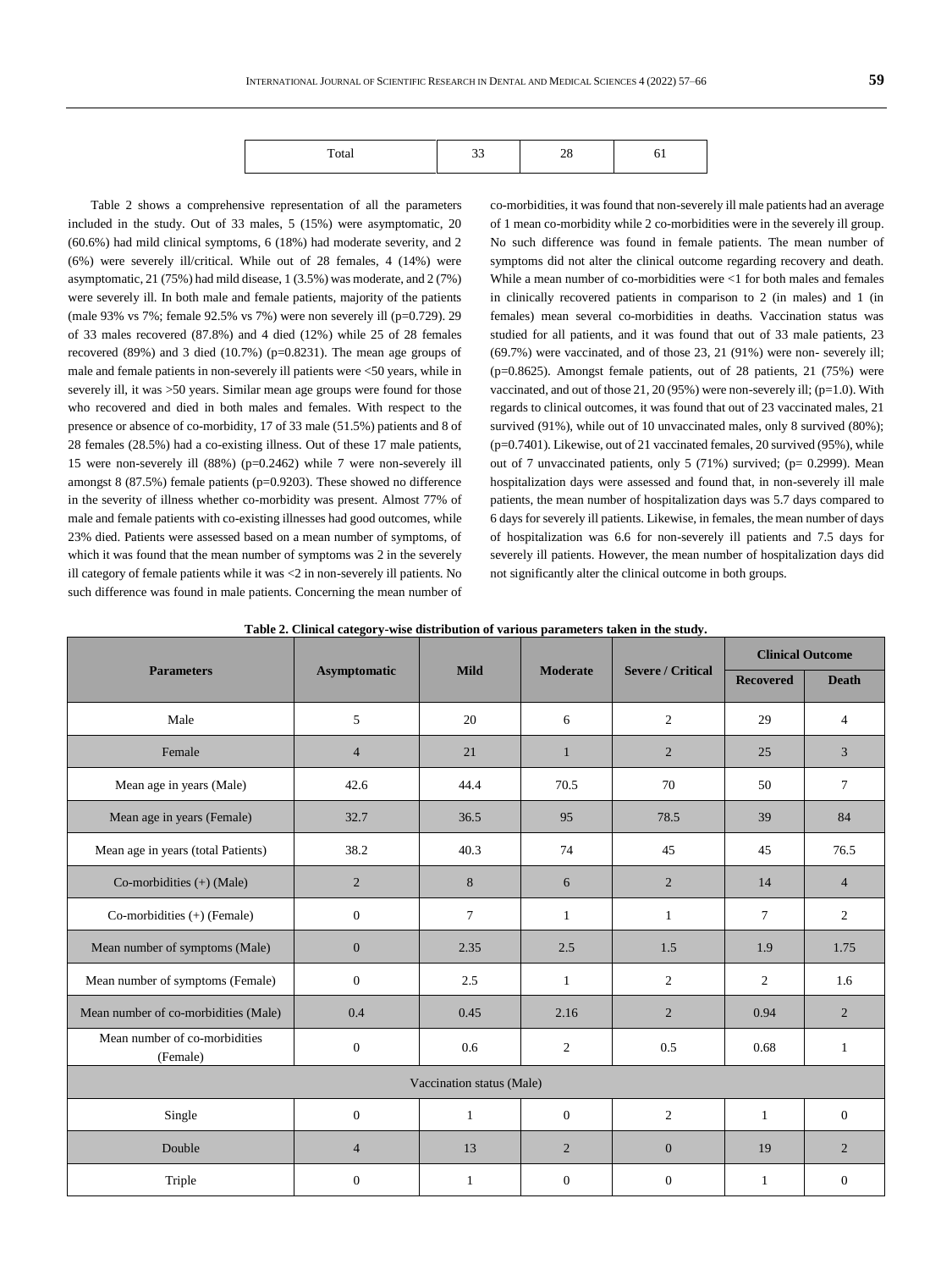| Total | 33 | 28 | 61 |
|---|---|---|---|

Table 2 shows a comprehensive representation of all the parameters included in the study. Out of 33 males, 5 (15%) were asymptomatic, 20 (60.6%) had mild clinical symptoms, 6 (18%) had moderate severity, and 2 (6%) were severely ill/critical. While out of 28 females, 4 (14%) were asymptomatic, 21 (75%) had mild disease, 1 (3.5%) was moderate, and 2 (7%) were severely ill. In both male and female patients, majority of the patients (male 93% vs 7%; female 92.5% vs 7%) were non severely ill (p=0.729). 29 of 33 males recovered (87.8%) and 4 died (12%) while 25 of 28 females recovered (89%) and 3 died (10.7%) (p=0.8231). The mean age groups of male and female patients in non-severely ill patients were <50 years, while in severely ill, it was >50 years. Similar mean age groups were found for those who recovered and died in both males and females. With respect to the presence or absence of co-morbidity, 17 of 33 male (51.5%) patients and 8 of 28 females (28.5%) had a co-existing illness. Out of these 17 male patients, 15 were non-severely ill (88%) (p=0.2462) while 7 were non-severely ill amongst 8 (87.5%) female patients (p=0.9203). These showed no difference in the severity of illness whether co-morbidity was present. Almost 77% of male and female patients with co-existing illnesses had good outcomes, while 23% died. Patients were assessed based on a mean number of symptoms, of which it was found that the mean number of symptoms was 2 in the severely ill category of female patients while it was <2 in non-severely ill patients. No such difference was found in male patients. Concerning the mean number of co-morbidities, it was found that non-severely ill male patients had an average of 1 mean co-morbidity while 2 co-morbidities were in the severely ill group. No such difference was found in female patients. The mean number of symptoms did not alter the clinical outcome regarding recovery and death. While a mean number of co-morbidities were <1 for both males and females in clinically recovered patients in comparison to 2 (in males) and 1 (in females) mean several co-morbidities in deaths. Vaccination status was studied for all patients, and it was found that out of 33 male patients, 23 (69.7%) were vaccinated, and of those 23, 21 (91%) were non- severely ill; (p=0.8625). Amongst female patients, out of 28 patients, 21 (75%) were vaccinated, and out of those 21, 20 (95%) were non-severely ill; (p=1.0). With regards to clinical outcomes, it was found that out of 23 vaccinated males, 21 survived (91%), while out of 10 unvaccinated males, only 8 survived (80%); (p=0.7401). Likewise, out of 21 vaccinated females, 20 survived (95%), while out of 7 unvaccinated patients, only 5 (71%) survived; (p= 0.2999). Mean hospitalization days were assessed and found that, in non-severely ill male patients, the mean number of hospitalization days was 5.7 days compared to 6 days for severely ill patients. Likewise, in females, the mean number of days of hospitalization was 6.6 for non-severely ill patients and 7.5 days for severely ill patients. However, the mean number of hospitalization days did not significantly alter the clinical outcome in both groups.

**Table 2. Clinical category-wise distribution of various parameters taken in the study.**

| Parameters | Asymptomatic | Mild | Moderate | Severe / Critical | Clinical Outcome | |
|---|---|---|---|---|---|---|
| | | | | | Recovered | Death |
| Male | 5 | 20 | 6 | 2 | 29 | 4 |
| Female | 4 | 21 | 1 | 2 | 25 | 3 |
| Mean age in years (Male) | 42.6 | 44.4 | 70.5 | 70 | 50 | 7 |
| Mean age in years (Female) | 32.7 | 36.5 | 95 | 78.5 | 39 | 84 |
| Mean age in years (total Patients) | 38.2 | 40.3 | 74 | 45 | 45 | 76.5 |
| Co-morbidities (+) (Male) | 2 | 8 | 6 | 2 | 14 | 4 |
| Co-morbidities (+) (Female) | 0 | 7 | 1 | 1 | 7 | 2 |
| Mean number of symptoms (Male) | 0 | 2.35 | 2.5 | 1.5 | 1.9 | 1.75 |
| Mean number of symptoms (Female) | 0 | 2.5 | 1 | 2 | 2 | 1.6 |
| Mean number of co-morbidities (Male) | 0.4 | 0.45 | 2.16 | 2 | 0.94 | 2 |
| Mean number of co-morbidities (Female) | 0 | 0.6 | 2 | 0.5 | 0.68 | 1 |
| Vaccination status (Male) | | | | | | |
| Single | 0 | 1 | 0 | 2 | 1 | 0 |
| Double | 4 | 13 | 2 | 0 | 19 | 2 |
| Triple | 0 | 1 | 0 | 0 | 1 | 0 |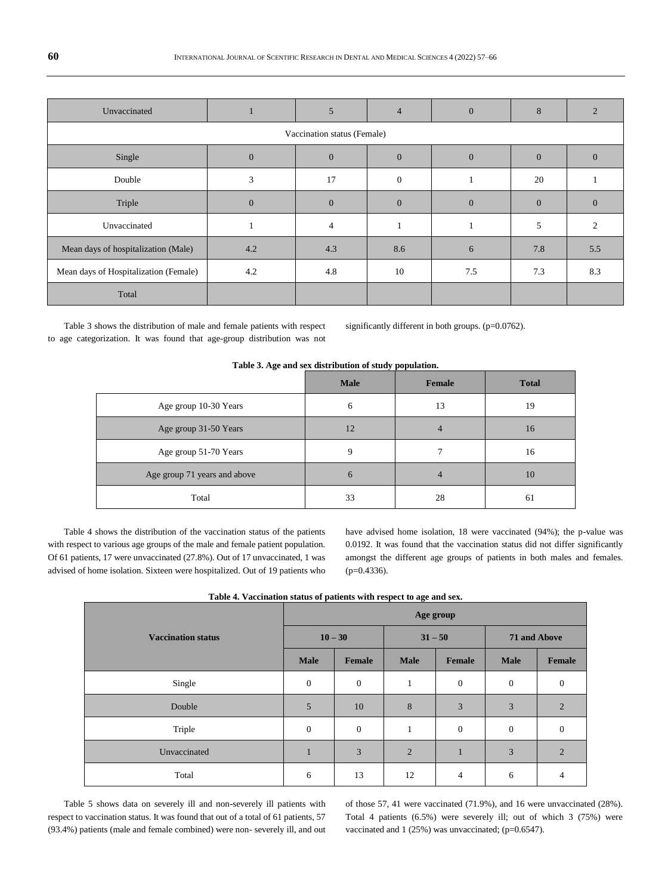| Unvaccinated | 1 | 5 | 4 | 0 | 8 | 2 |
|---|---|---|---|---|---|---|
| Vaccination status (Female) | | | | | | |
| Single | 0 | 0 | 0 | 0 | 0 | 0 |
| Double | 3 | 17 | 0 | 1 | 20 | 1 |
| Triple | 0 | 0 | 0 | 0 | 0 | 0 |
| Unvaccinated | 1 | 4 | 1 | 1 | 5 | 2 |
| Mean days of hospitalization (Male) | 4.2 | 4.3 | 8.6 | 6 | 7.8 | 5.5 |
| Mean days of Hospitalization (Female) | 4.2 | 4.8 | 10 | 7.5 | 7.3 | 8.3 |
| Total | | | | | | |

Table 3 shows the distribution of male and female patients with respect to age categorization. It was found that age-group distribution was not significantly different in both groups. (p=0.0762).

**Table 3. Age and sex distribution of study population.**

| | Male | Female | Total |
|---|---|---|---|
| Age group 10-30 Years | 6 | 13 | 19 |
| Age group 31-50 Years | 12 | 4 | 16 |
| Age group 51-70 Years | 9 | 7 | 16 |
| Age group 71 years and above | 6 | 4 | 10 |
| Total | 33 | 28 | 61 |

Table 4 shows the distribution of the vaccination status of the patients with respect to various age groups of the male and female patient population. Of 61 patients, 17 were unvaccinated (27.8%). Out of 17 unvaccinated, 1 was advised of home isolation. Sixteen were hospitalized. Out of 19 patients who have advised home isolation, 18 were vaccinated (94%); the p-value was 0.0192. It was found that the vaccination status did not differ significantly amongst the different age groups of patients in both males and females. (p=0.4336).

**Table 4. Vaccination status of patients with respect to age and sex.**

| Vaccination status | Age group | | | | | |
|---|---|---|---|---|---|---|
| | 10 – 30 | | 31 – 50 | | 71 and Above | |
| | Male | Female | Male | Female | Male | Female |
| Single | 0 | 0 | 1 | 0 | 0 | 0 |
| Double | 5 | 10 | 8 | 3 | 3 | 2 |
| Triple | 0 | 0 | 1 | 0 | 0 | 0 |
| Unvaccinated | 1 | 3 | 2 | 1 | 3 | 2 |
| Total | 6 | 13 | 12 | 4 | 6 | 4 |

Table 5 shows data on severely ill and non-severely ill patients with respect to vaccination status. It was found that out of a total of 61 patients, 57 (93.4%) patients (male and female combined) were non- severely ill, and out of those 57, 41 were vaccinated (71.9%), and 16 were unvaccinated (28%). Total 4 patients (6.5%) were severely ill; out of which 3 (75%) were vaccinated and 1 (25%) was unvaccinated; (p=0.6547).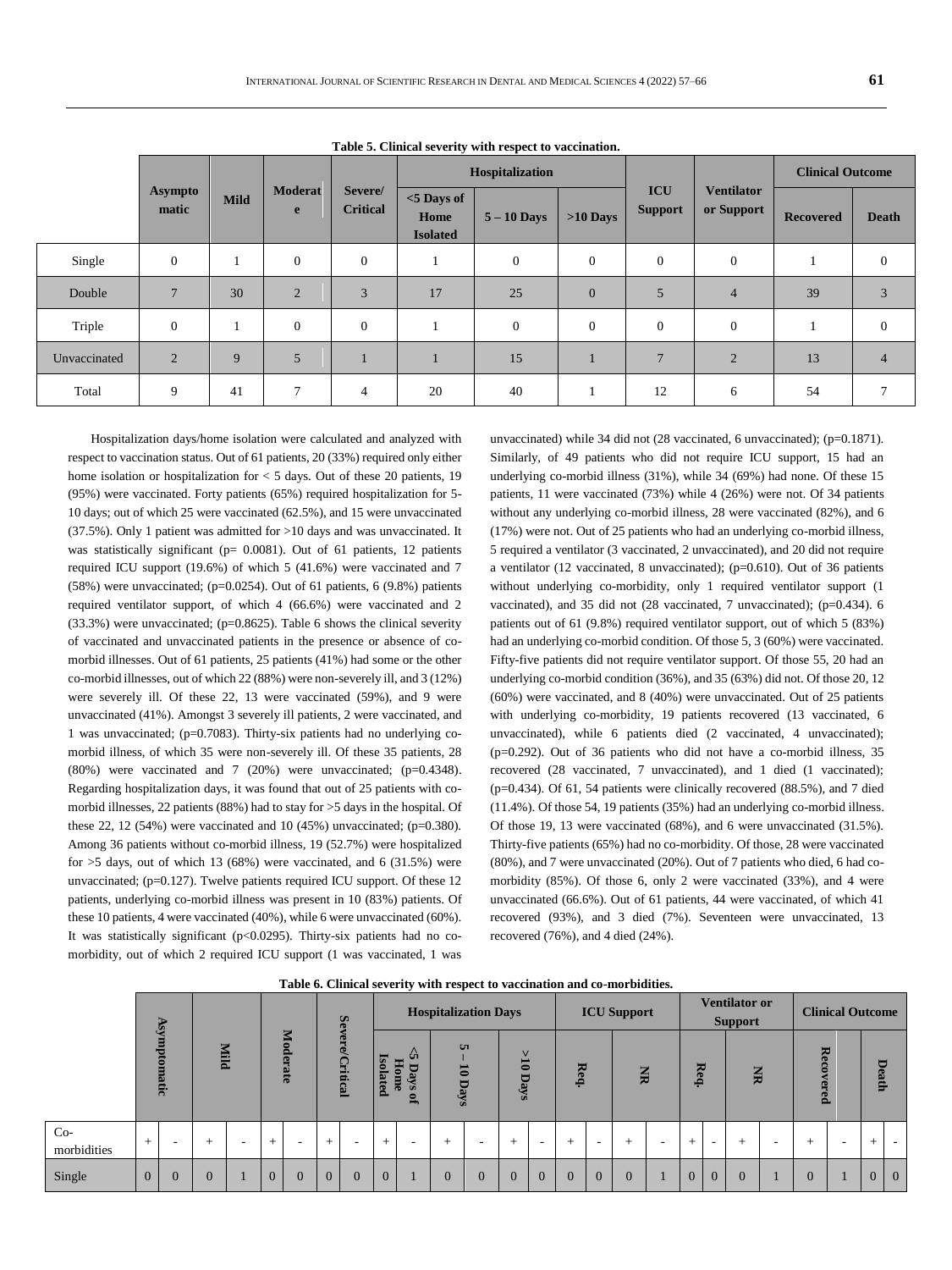**Table 5. Clinical severity with respect to vaccination.**

| | Asymptomatic | Mild | Moderate | Severe/ Critical | Hospitalization | | | ICU Support | Ventilator or Support | Clinical Outcome | |
|---|---|---|---|---|---|---|---|---|---|---|---|
| | | | | | <5 Days of Home Isolated | 5 – 10 Days | >10 Days | | | Recovered | Death |
| Single | 0 | 1 | 0 | 0 | 1 | 0 | 0 | 0 | 0 | 1 | 0 |
| Double | 7 | 30 | 2 | 3 | 17 | 25 | 0 | 5 | 4 | 39 | 3 |
| Triple | 0 | 1 | 0 | 0 | 1 | 0 | 0 | 0 | 0 | 1 | 0 |
| Unvaccinated | 2 | 9 | 5 | 1 | 1 | 15 | 1 | 7 | 2 | 13 | 4 |
| Total | 9 | 41 | 7 | 4 | 20 | 40 | 1 | 12 | 6 | 54 | 7 |

Hospitalization days/home isolation were calculated and analyzed with respect to vaccination status. Out of 61 patients, 20 (33%) required only either home isolation or hospitalization for < 5 days. Out of these 20 patients, 19 (95%) were vaccinated. Forty patients (65%) required hospitalization for 5-10 days; out of which 25 were vaccinated (62.5%), and 15 were unvaccinated (37.5%). Only 1 patient was admitted for >10 days and was unvaccinated. It was statistically significant (p= 0.0081). Out of 61 patients, 12 patients required ICU support (19.6%) of which 5 (41.6%) were vaccinated and 7 (58%) were unvaccinated; (p=0.0254). Out of 61 patients, 6 (9.8%) patients required ventilator support, of which 4 (66.6%) were vaccinated and 2 (33.3%) were unvaccinated; (p=0.8625). Table 6 shows the clinical severity of vaccinated and unvaccinated patients in the presence or absence of co-morbid illnesses. Out of 61 patients, 25 patients (41%) had some or the other co-morbid illnesses, out of which 22 (88%) were non-severely ill, and 3 (12%) were severely ill. Of these 22, 13 were vaccinated (59%), and 9 were unvaccinated (41%). Amongst 3 severely ill patients, 2 were vaccinated, and 1 was unvaccinated; (p=0.7083). Thirty-six patients had no underlying co-morbid illness, of which 35 were non-severely ill. Of these 35 patients, 28 (80%) were vaccinated and 7 (20%) were unvaccinated; (p=0.4348). Regarding hospitalization days, it was found that out of 25 patients with co-morbid illnesses, 22 patients (88%) had to stay for >5 days in the hospital. Of these 22, 12 (54%) were vaccinated and 10 (45%) unvaccinated; (p=0.380). Among 36 patients without co-morbid illness, 19 (52.7%) were hospitalized for >5 days, out of which 13 (68%) were vaccinated, and 6 (31.5%) were unvaccinated; (p=0.127). Twelve patients required ICU support. Of these 12 patients, underlying co-morbid illness was present in 10 (83%) patients. Of these 10 patients, 4 were vaccinated (40%), while 6 were unvaccinated (60%). It was statistically significant (p<0.0295). Thirty-six patients had no co-morbidity, out of which 2 required ICU support (1 was vaccinated, 1 was unvaccinated) while 34 did not (28 vaccinated, 6 unvaccinated); (p=0.1871). Similarly, of 49 patients who did not require ICU support, 15 had an underlying co-morbid illness (31%), while 34 (69%) had none. Of these 15 patients, 11 were vaccinated (73%) while 4 (26%) were not. Of 34 patients without any underlying co-morbid illness, 28 were vaccinated (82%), and 6 (17%) were not. Out of 25 patients who had an underlying co-morbid illness, 5 required a ventilator (3 vaccinated, 2 unvaccinated), and 20 did not require a ventilator (12 vaccinated, 8 unvaccinated); (p=0.610). Out of 36 patients without underlying co-morbidity, only 1 required ventilator support (1 vaccinated), and 35 did not (28 vaccinated, 7 unvaccinated); (p=0.434). 6 patients out of 61 (9.8%) required ventilator support, out of which 5 (83%) had an underlying co-morbid condition. Of those 5, 3 (60%) were vaccinated. Fifty-five patients did not require ventilator support. Of those 55, 20 had an underlying co-morbid condition (36%), and 35 (63%) did not. Of those 20, 12 (60%) were vaccinated, and 8 (40%) were unvaccinated. Out of 25 patients with underlying co-morbidity, 19 patients recovered (13 vaccinated, 6 unvaccinated), while 6 patients died (2 vaccinated, 4 unvaccinated); (p=0.292). Out of 36 patients who did not have a co-morbid illness, 35 recovered (28 vaccinated, 7 unvaccinated), and 1 died (1 vaccinated); (p=0.434). Of 61, 54 patients were clinically recovered (88.5%), and 7 died (11.4%). Of those 54, 19 patients (35%) had an underlying co-morbid illness. Of those 19, 13 were vaccinated (68%), and 6 were unvaccinated (31.5%). Thirty-five patients (65%) had no co-morbidity. Of those, 28 were vaccinated (80%), and 7 were unvaccinated (20%). Out of 7 patients who died, 6 had co-morbidity (85%). Of those 6, only 2 were vaccinated (33%), and 4 were unvaccinated (66.6%). Out of 61 patients, 44 were vaccinated, of which 41 recovered (93%), and 3 died (7%). Seventeen were unvaccinated, 13 recovered (76%), and 4 died (24%).

**Table 6. Clinical severity with respect to vaccination and co-morbidities.**

| | Asymptomatic | | Mild | | Moderate | | Severe/Critical | | Hospitalization Days | | | | | | ICU Support | | | | Ventilator or Support | | | | Clinical Outcome | | | |
|---|---|---|---|---|---|---|---|---|---|---|---|---|---|---|---|---|---|---|---|---|---|---|---|---|---|---|
| | | | | | | | | | <5 Days of Home Isolated | | 5 – 10 Days | | >10 Days | | Req. | | NR | | Req. | | NR | | Recovered | | Death | |
| Co-morbidities | + | - | + | - | + | - | + | - | + | - | + | - | + | - | + | - | + | - | + | - | + | - | + | - | + | - |
| Single | 0 | 0 | 0 | 1 | 0 | 0 | 0 | 0 | 0 | 1 | 0 | 0 | 0 | 0 | 0 | 0 | 0 | 1 | 0 | 0 | 0 | 1 | 0 | 1 | 0 | 0 |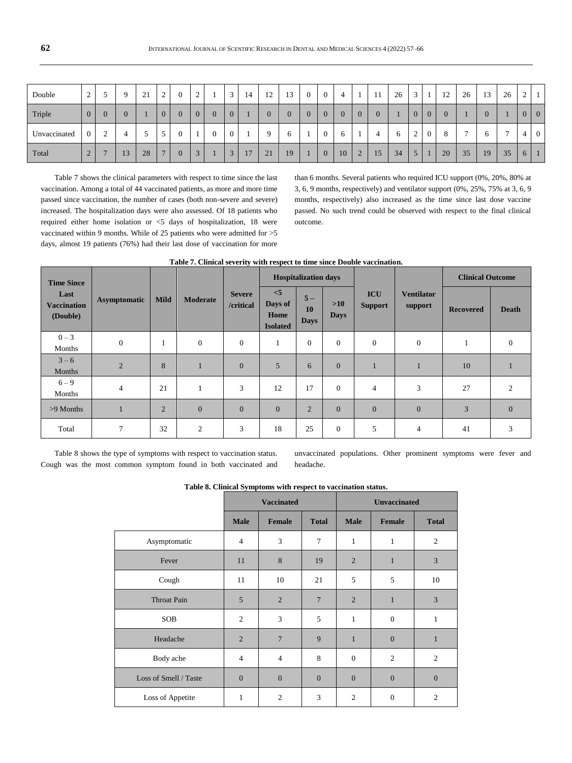| Double | 2 | 5 | 9 | 21 | 2 | 0 | 2 | 1 | 3 | 14 | 12 | 13 | 0 | 0 | 4 | 1 | 11 | 26 | 3 | 1 | 12 | 26 | 13 | 26 | 2 | 1 |
|---|---|---|---|---|---|---|---|---|---|---|---|---|---|---|---|---|---|---|---|---|---|---|---|---|---|---|
| Triple | 0 | 0 | 0 | 1 | 0 | 0 | 0 | 0 | 0 | 1 | 0 | 0 | 0 | 0 | 0 | 0 | 0 | 1 | 0 | 0 | 0 | 1 | 0 | 1 | 0 | 0 |
| Unvaccinated | 0 | 2 | 4 | 5 | 5 | 0 | 1 | 0 | 0 | 1 | 9 | 6 | 1 | 0 | 6 | 1 | 4 | 6 | 2 | 0 | 8 | 7 | 6 | 7 | 4 | 0 |
| Total | 2 | 7 | 13 | 28 | 7 | 0 | 3 | 1 | 3 | 17 | 21 | 19 | 1 | 0 | 10 | 2 | 15 | 34 | 5 | 1 | 20 | 35 | 19 | 35 | 6 | 1 |

Table 7 shows the clinical parameters with respect to time since the last vaccination. Among a total of 44 vaccinated patients, as more and more time passed since vaccination, the number of cases (both non-severe and severe) increased. The hospitalization days were also assessed. Of 18 patients who required either home isolation or <5 days of hospitalization, 18 were vaccinated within 9 months. While of 25 patients who were admitted for >5 days, almost 19 patients (76%) had their last dose of vaccination for more than 6 months. Several patients who required ICU support (0%, 20%, 80% at 3, 6, 9 months, respectively) and ventilator support (0%, 25%, 75% at 3, 6, 9 months, respectively) also increased as the time since last dose vaccine passed. No such trend could be observed with respect to the final clinical outcome.

**Table 7. Clinical severity with respect to time since Double vaccination.**

| Time Since Last Vaccination (Double) | Asymptomatic | Mild | Moderate | Severe /critical | Hospitalization days | | | ICU Support | Ventilator support | Clinical Outcome | |
|---|---|---|---|---|---|---|---|---|---|---|---|
| | | | | | <5 Days of Home Isolated | 5 – 10 Days | >10 Days | | | Recovered | Death |
| 0 – 3 Months | 0 | 1 | 0 | 0 | 1 | 0 | 0 | 0 | 0 | 1 | 0 |
| 3 – 6 Months | 2 | 8 | 1 | 0 | 5 | 6 | 0 | 1 | 1 | 10 | 1 |
| 6 – 9 Months | 4 | 21 | 1 | 3 | 12 | 17 | 0 | 4 | 3 | 27 | 2 |
| >9 Months | 1 | 2 | 0 | 0 | 0 | 2 | 0 | 0 | 0 | 3 | 0 |
| Total | 7 | 32 | 2 | 3 | 18 | 25 | 0 | 5 | 4 | 41 | 3 |

Table 8 shows the type of symptoms with respect to vaccination status. Cough was the most common symptom found in both vaccinated and unvaccinated populations. Other prominent symptoms were fever and headache.

**Table 8. Clinical Symptoms with respect to vaccination status.**

| | Vaccinated | | | Unvaccinated | | |
|---|---|---|---|---|---|---|
| | Male | Female | Total | Male | Female | Total |
| Asymptomatic | 4 | 3 | 7 | 1 | 1 | 2 |
| Fever | 11 | 8 | 19 | 2 | 1 | 3 |
| Cough | 11 | 10 | 21 | 5 | 5 | 10 |
| Throat Pain | 5 | 2 | 7 | 2 | 1 | 3 |
| SOB | 2 | 3 | 5 | 1 | 0 | 1 |
| Headache | 2 | 7 | 9 | 1 | 0 | 1 |
| Body ache | 4 | 4 | 8 | 0 | 2 | 2 |
| Loss of Smell / Taste | 0 | 0 | 0 | 0 | 0 | 0 |
| Loss of Appetite | 1 | 2 | 3 | 2 | 0 | 2 |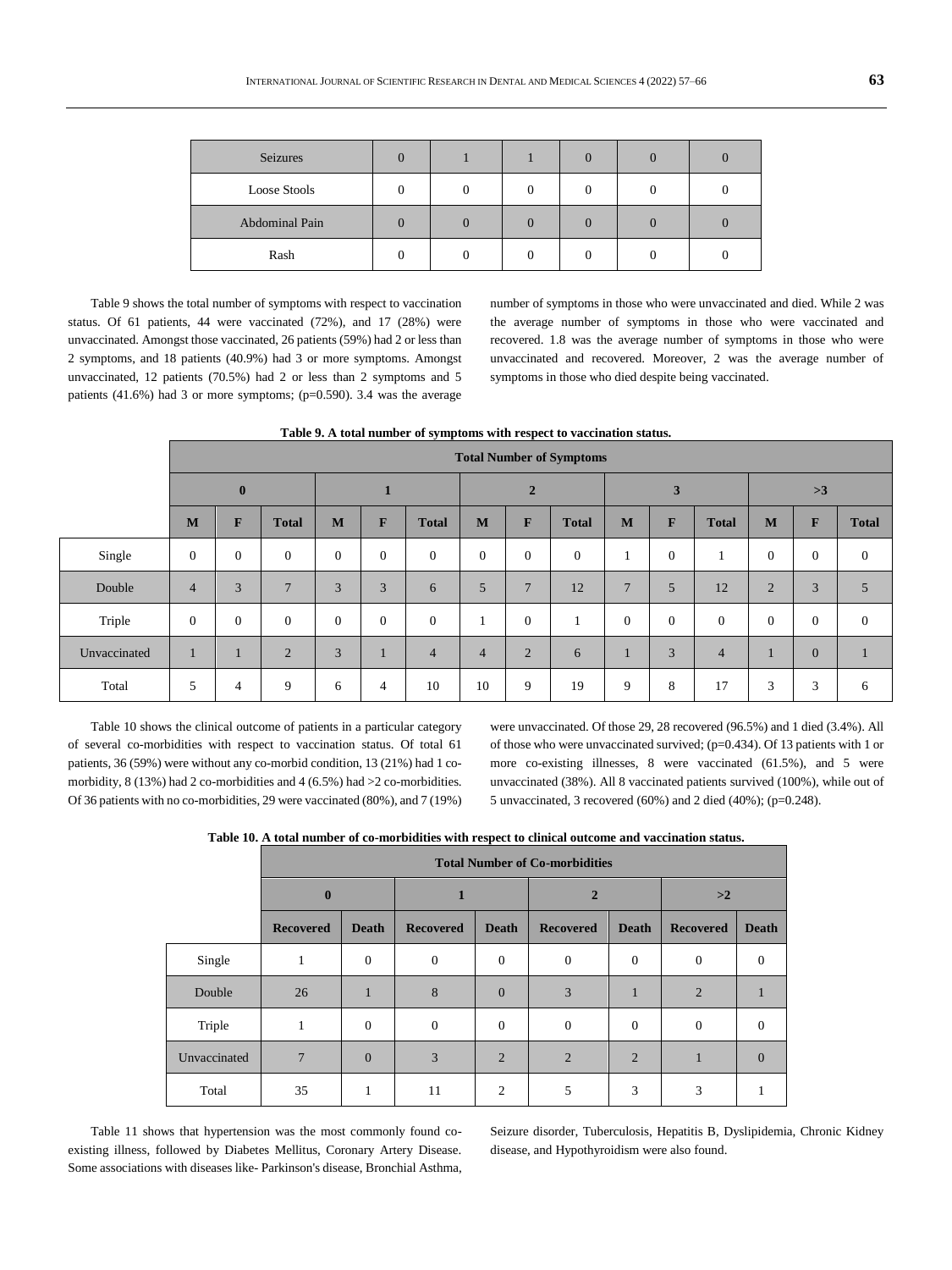| Seizures | 0 | 1 | 1 | 0 | 0 | 0 |
|---|---|---|---|---|---|---|
| Loose Stools | 0 | 0 | 0 | 0 | 0 | 0 |
| Abdominal Pain | 0 | 0 | 0 | 0 | 0 | 0 |
| Rash | 0 | 0 | 0 | 0 | 0 | 0 |

Table 9 shows the total number of symptoms with respect to vaccination status. Of 61 patients, 44 were vaccinated (72%), and 17 (28%) were unvaccinated. Amongst those vaccinated, 26 patients (59%) had 2 or less than 2 symptoms, and 18 patients (40.9%) had 3 or more symptoms. Amongst unvaccinated, 12 patients (70.5%) had 2 or less than 2 symptoms and 5 patients (41.6%) had 3 or more symptoms; (p=0.590). 3.4 was the average number of symptoms in those who were unvaccinated and died. While 2 was the average number of symptoms in those who were vaccinated and recovered. 1.8 was the average number of symptoms in those who were unvaccinated and recovered. Moreover, 2 was the average number of symptoms in those who died despite being vaccinated.

**Table 9. A total number of symptoms with respect to vaccination status.**

| | Total Number of Symptoms | | | | | | | | | | | | | | |
|---|---|---|---|---|---|---|---|---|---|---|---|---|---|---|---|
| | 0 | | | 1 | | | 2 | | | 3 | | | >3 | | |
| | M | F | Total | M | F | Total | M | F | Total | M | F | Total | M | F | Total |
| Single | 0 | 0 | 0 | 0 | 0 | 0 | 0 | 0 | 0 | 1 | 0 | 1 | 0 | 0 | 0 |
| Double | 4 | 3 | 7 | 3 | 3 | 6 | 5 | 7 | 12 | 7 | 5 | 12 | 2 | 3 | 5 |
| Triple | 0 | 0 | 0 | 0 | 0 | 0 | 1 | 0 | 1 | 0 | 0 | 0 | 0 | 0 | 0 |
| Unvaccinated | 1 | 1 | 2 | 3 | 1 | 4 | 4 | 2 | 6 | 1 | 3 | 4 | 1 | 0 | 1 |
| Total | 5 | 4 | 9 | 6 | 4 | 10 | 10 | 9 | 19 | 9 | 8 | 17 | 3 | 3 | 6 |

Table 10 shows the clinical outcome of patients in a particular category of several co-morbidities with respect to vaccination status. Of total 61 patients, 36 (59%) were without any co-morbid condition, 13 (21%) had 1 co-morbidity, 8 (13%) had 2 co-morbidities and 4 (6.5%) had >2 co-morbidities. Of 36 patients with no co-morbidities, 29 were vaccinated (80%), and 7 (19%) were unvaccinated. Of those 29, 28 recovered (96.5%) and 1 died (3.4%). All of those who were unvaccinated survived; (p=0.434). Of 13 patients with 1 or more co-existing illnesses, 8 were vaccinated (61.5%), and 5 were unvaccinated (38%). All 8 vaccinated patients survived (100%), while out of 5 unvaccinated, 3 recovered (60%) and 2 died (40%); (p=0.248).

**Table 10. A total number of co-morbidities with respect to clinical outcome and vaccination status.**

| | Total Number of Co-morbidities | | | | | | | |
|---|---|---|---|---|---|---|---|---|
| | 0 | | 1 | | 2 | | >2 | |
| | Recovered | Death | Recovered | Death | Recovered | Death | Recovered | Death |
| Single | 1 | 0 | 0 | 0 | 0 | 0 | 0 | 0 |
| Double | 26 | 1 | 8 | 0 | 3 | 1 | 2 | 1 |
| Triple | 1 | 0 | 0 | 0 | 0 | 0 | 0 | 0 |
| Unvaccinated | 7 | 0 | 3 | 2 | 2 | 2 | 1 | 0 |
| Total | 35 | 1 | 11 | 2 | 5 | 3 | 3 | 1 |

Table 11 shows that hypertension was the most commonly found co-existing illness, followed by Diabetes Mellitus, Coronary Artery Disease. Some associations with diseases like- Parkinson's disease, Bronchial Asthma, Seizure disorder, Tuberculosis, Hepatitis B, Dyslipidemia, Chronic Kidney disease, and Hypothyroidism were also found.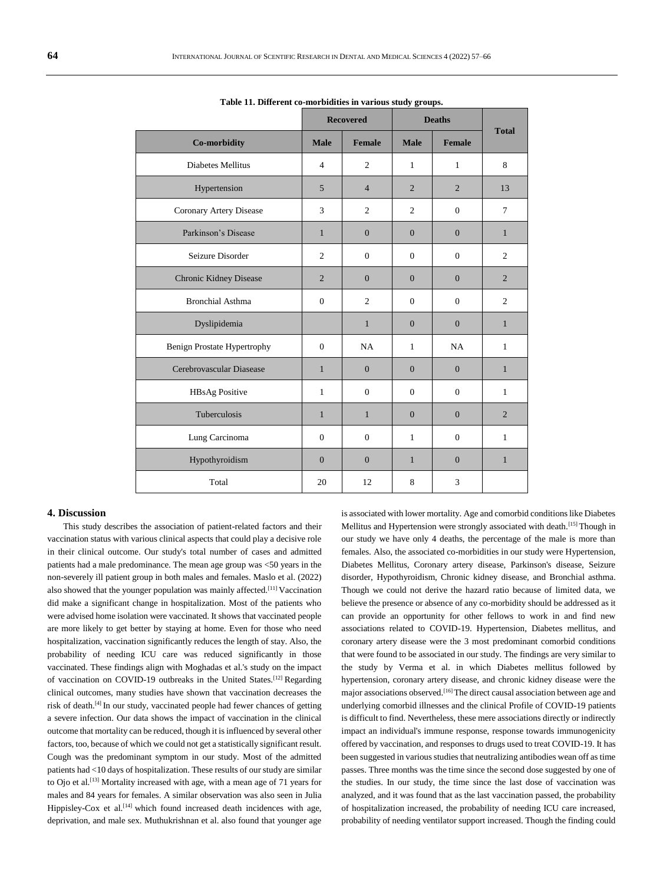**Table 11. Different co-morbidities in various study groups.**

| Co-morbidity | Recovered | | Deaths | | Total |
|---|---|---|---|---|---|
| | Male | Female | Male | Female | |
| Diabetes Mellitus | 4 | 2 | 1 | 1 | 8 |
| Hypertension | 5 | 4 | 2 | 2 | 13 |
| Coronary Artery Disease | 3 | 2 | 2 | 0 | 7 |
| Parkinson's Disease | 1 | 0 | 0 | 0 | 1 |
| Seizure Disorder | 2 | 0 | 0 | 0 | 2 |
| Chronic Kidney Disease | 2 | 0 | 0 | 0 | 2 |
| Bronchial Asthma | 0 | 2 | 0 | 0 | 2 |
| Dyslipidemia | | 1 | 0 | 0 | 1 |
| Benign Prostate Hypertrophy | 0 | NA | 1 | NA | 1 |
| Cerebrovascular Diasease | 1 | 0 | 0 | 0 | 1 |
| HBsAg Positive | 1 | 0 | 0 | 0 | 1 |
| Tuberculosis | 1 | 1 | 0 | 0 | 2 |
| Lung Carcinoma | 0 | 0 | 1 | 0 | 1 |
| Hypothyroidism | 0 | 0 | 1 | 0 | 1 |
| Total | 20 | 12 | 8 | 3 | |

## 4. Discussion

This study describes the association of patient-related factors and their vaccination status with various clinical aspects that could play a decisive role in their clinical outcome. Our study's total number of cases and admitted patients had a male predominance. The mean age group was <50 years in the non-severely ill patient group in both males and females. Maslo et al. (2022) also showed that the younger population was mainly affected.[11] Vaccination did make a significant change in hospitalization. Most of the patients who were advised home isolation were vaccinated. It shows that vaccinated people are more likely to get better by staying at home. Even for those who need hospitalization, vaccination significantly reduces the length of stay. Also, the probability of needing ICU care was reduced significantly in those vaccinated. These findings align with Moghadas et al.'s study on the impact of vaccination on COVID-19 outbreaks in the United States.[12] Regarding clinical outcomes, many studies have shown that vaccination decreases the risk of death.[4] In our study, vaccinated people had fewer chances of getting a severe infection. Our data shows the impact of vaccination in the clinical outcome that mortality can be reduced, though it is influenced by several other factors, too, because of which we could not get a statistically significant result. Cough was the predominant symptom in our study. Most of the admitted patients had <10 days of hospitalization. These results of our study are similar to Ojo et al.[13] Mortality increased with age, with a mean age of 71 years for males and 84 years for females. A similar observation was also seen in Julia Hippisley-Cox et al.[14] which found increased death incidences with age, deprivation, and male sex. Muthukrishnan et al. also found that younger age is associated with lower mortality. Age and comorbid conditions like Diabetes Mellitus and Hypertension were strongly associated with death.[15] Though in our study we have only 4 deaths, the percentage of the male is more than females. Also, the associated co-morbidities in our study were Hypertension, Diabetes Mellitus, Coronary artery disease, Parkinson's disease, Seizure disorder, Hypothyroidism, Chronic kidney disease, and Bronchial asthma. Though we could not derive the hazard ratio because of limited data, we believe the presence or absence of any co-morbidity should be addressed as it can provide an opportunity for other fellows to work in and find new associations related to COVID-19. Hypertension, Diabetes mellitus, and coronary artery disease were the 3 most predominant comorbid conditions that were found to be associated in our study. The findings are very similar to the study by Verma et al. in which Diabetes mellitus followed by hypertension, coronary artery disease, and chronic kidney disease were the major associations observed.[16] The direct causal association between age and underlying comorbid illnesses and the clinical Profile of COVID-19 patients is difficult to find. Nevertheless, these mere associations directly or indirectly impact an individual's immune response, response towards immunogenicity offered by vaccination, and responses to drugs used to treat COVID-19. It has been suggested in various studies that neutralizing antibodies wean off as time passes. Three months was the time since the second dose suggested by one of the studies. In our study, the time since the last dose of vaccination was analyzed, and it was found that as the last vaccination passed, the probability of hospitalization increased, the probability of needing ICU care increased, probability of needing ventilator support increased. Though the finding could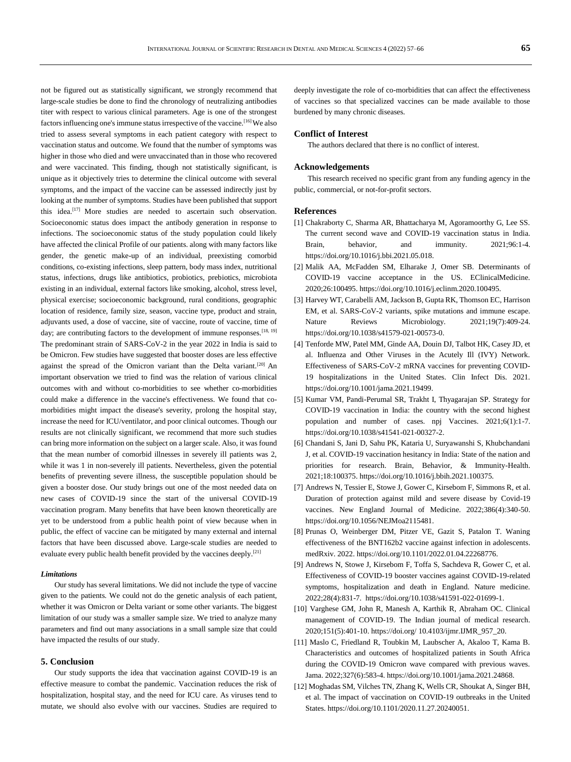not be figured out as statistically significant, we strongly recommend that large-scale studies be done to find the chronology of neutralizing antibodies titer with respect to various clinical parameters. Age is one of the strongest factors influencing one's immune status irrespective of the vaccine.[16] We also tried to assess several symptoms in each patient category with respect to vaccination status and outcome. We found that the number of symptoms was higher in those who died and were unvaccinated than in those who recovered and were vaccinated. This finding, though not statistically significant, is unique as it objectively tries to determine the clinical outcome with several symptoms, and the impact of the vaccine can be assessed indirectly just by looking at the number of symptoms. Studies have been published that support this idea.[17] More studies are needed to ascertain such observation. Socioeconomic status does impact the antibody generation in response to infections. The socioeconomic status of the study population could likely have affected the clinical Profile of our patients. along with many factors like gender, the genetic make-up of an individual, preexisting comorbid conditions, co-existing infections, sleep pattern, body mass index, nutritional status, infections, drugs like antibiotics, probiotics, prebiotics, microbiota existing in an individual, external factors like smoking, alcohol, stress level, physical exercise; socioeconomic background, rural conditions, geographic location of residence, family size, season, vaccine type, product and strain, adjuvants used, a dose of vaccine, site of vaccine, route of vaccine, time of day; are contributing factors to the development of immune responses.[18, 19] The predominant strain of SARS-CoV-2 in the year 2022 in India is said to be Omicron. Few studies have suggested that booster doses are less effective against the spread of the Omicron variant than the Delta variant.[20] An important observation we tried to find was the relation of various clinical outcomes with and without co-morbidities to see whether co-morbidities could make a difference in the vaccine's effectiveness. We found that co-morbidities might impact the disease's severity, prolong the hospital stay, increase the need for ICU/ventilator, and poor clinical outcomes. Though our results are not clinically significant, we recommend that more such studies can bring more information on the subject on a larger scale. Also, it was found that the mean number of comorbid illnesses in severely ill patients was 2, while it was 1 in non-severely ill patients. Nevertheless, given the potential benefits of preventing severe illness, the susceptible population should be given a booster dose. Our study brings out one of the most needed data on new cases of COVID-19 since the start of the universal COVID-19 vaccination program. Many benefits that have been known theoretically are yet to be understood from a public health point of view because when in public, the effect of vaccine can be mitigated by many external and internal factors that have been discussed above. Large-scale studies are needed to evaluate every public health benefit provided by the vaccines deeply.[21]

### *Limitations*

Our study has several limitations. We did not include the type of vaccine given to the patients. We could not do the genetic analysis of each patient, whether it was Omicron or Delta variant or some other variants. The biggest limitation of our study was a smaller sample size. We tried to analyze many parameters and find out many associations in a small sample size that could have impacted the results of our study.

## 5. Conclusion

Our study supports the idea that vaccination against COVID-19 is an effective measure to combat the pandemic. Vaccination reduces the risk of hospitalization, hospital stay, and the need for ICU care. As viruses tend to mutate, we should also evolve with our vaccines. Studies are required to deeply investigate the role of co-morbidities that can affect the effectiveness of vaccines so that specialized vaccines can be made available to those burdened by many chronic diseases.

## Conflict of Interest

The authors declared that there is no conflict of interest.

## Acknowledgements

This research received no specific grant from any funding agency in the public, commercial, or not-for-profit sectors.

## References

[1] Chakraborty C, Sharma AR, Bhattacharya M, Agoramoorthy G, Lee SS. The current second wave and COVID-19 vaccination status in India. Brain, behavior, and immunity. 2021;96:1-4. https://doi.org/10.1016/j.bbi.2021.05.018.

[2] Malik AA, McFadden SM, Elharake J, Omer SB. Determinants of COVID-19 vaccine acceptance in the US. EClinicalMedicine. 2020;26:100495. https://doi.org/10.1016/j.eclinm.2020.100495.

[3] Harvey WT, Carabelli AM, Jackson B, Gupta RK, Thomson EC, Harrison EM, et al. SARS-CoV-2 variants, spike mutations and immune escape. Nature Reviews Microbiology. 2021;19(7):409-24. https://doi.org/10.1038/s41579-021-00573-0.

[4] Tenforde MW, Patel MM, Ginde AA, Douin DJ, Talbot HK, Casey JD, et al. Influenza and Other Viruses in the Acutely Ill (IVY) Network. Effectiveness of SARS-CoV-2 mRNA vaccines for preventing COVID-19 hospitalizations in the United States. Clin Infect Dis. 2021. https://doi.org/10.1001/jama.2021.19499.

[5] Kumar VM, Pandi-Perumal SR, Trakht I, Thyagarajan SP. Strategy for COVID-19 vaccination in India: the country with the second highest population and number of cases. npj Vaccines. 2021;6(1):1-7. https://doi.org/10.1038/s41541-021-00327-2.

[6] Chandani S, Jani D, Sahu PK, Kataria U, Suryawanshi S, Khubchandani J, et al. COVID-19 vaccination hesitancy in India: State of the nation and priorities for research. Brain, Behavior, & Immunity-Health. 2021;18:100375. https://doi.org/10.1016/j.bbih.2021.100375.

[7] Andrews N, Tessier E, Stowe J, Gower C, Kirsebom F, Simmons R, et al. Duration of protection against mild and severe disease by Covid-19 vaccines. New England Journal of Medicine. 2022;386(4):340-50. https://doi.org/10.1056/NEJMoa2115481.

[8] Prunas O, Weinberger DM, Pitzer VE, Gazit S, Patalon T. Waning effectiveness of the BNT162b2 vaccine against infection in adolescents. medRxiv. 2022. https://doi.org/10.1101/2022.01.04.22268776.

[9] Andrews N, Stowe J, Kirsebom F, Toffa S, Sachdeva R, Gower C, et al. Effectiveness of COVID-19 booster vaccines against COVID-19-related symptoms, hospitalization and death in England. Nature medicine. 2022;28(4):831-7. https://doi.org/10.1038/s41591-022-01699-1.

[10] Varghese GM, John R, Manesh A, Karthik R, Abraham OC. Clinical management of COVID-19. The Indian journal of medical research. 2020;151(5):401-10. https://doi.org/ 10.4103/ijmr.IJMR_957_20.

[11] Maslo C, Friedland R, Toubkin M, Laubscher A, Akaloo T, Kama B. Characteristics and outcomes of hospitalized patients in South Africa during the COVID-19 Omicron wave compared with previous waves. Jama. 2022;327(6):583-4. https://doi.org/10.1001/jama.2021.24868.

[12] Moghadas SM, Vilches TN, Zhang K, Wells CR, Shoukat A, Singer BH, et al. The impact of vaccination on COVID-19 outbreaks in the United States. https://doi.org/10.1101/2020.11.27.20240051.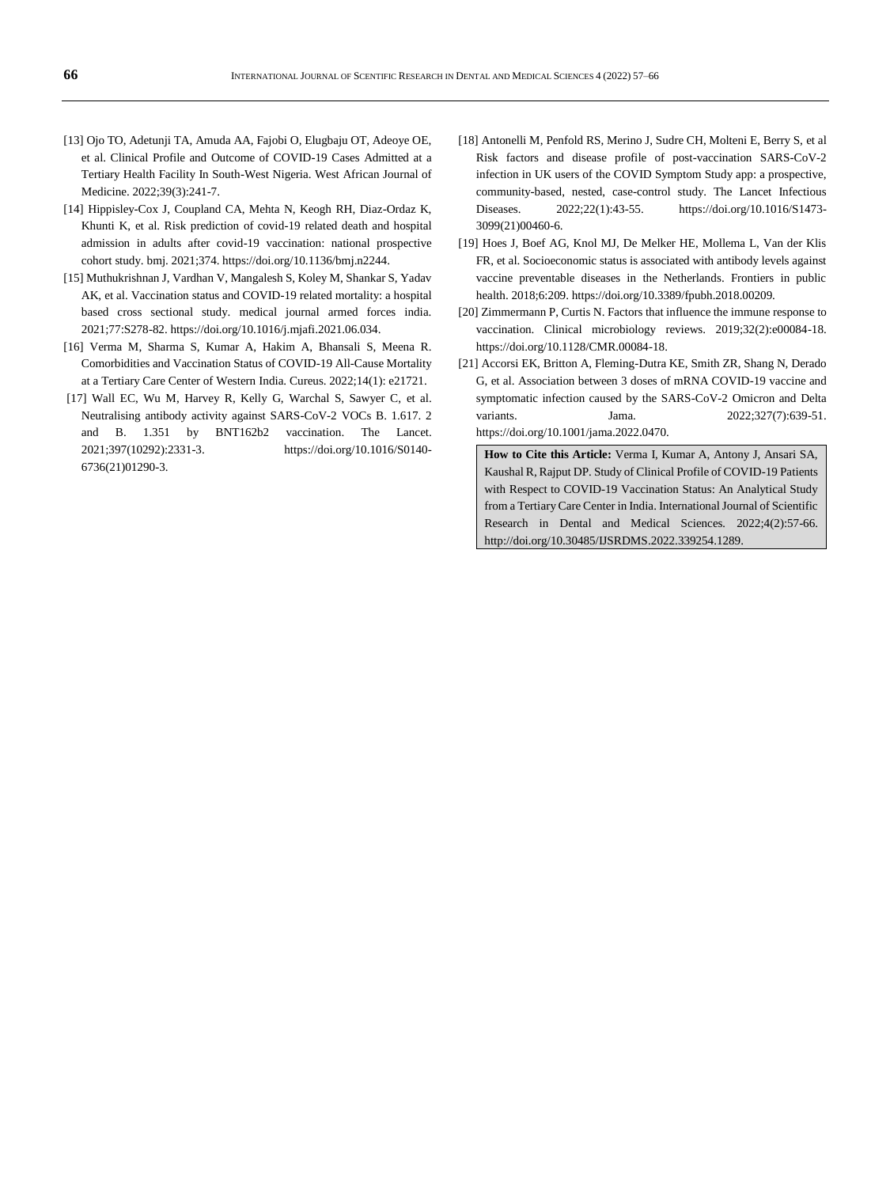[13] Ojo TO, Adetunji TA, Amuda AA, Fajobi O, Elugbaju OT, Adeoye OE, et al. Clinical Profile and Outcome of COVID-19 Cases Admitted at a Tertiary Health Facility In South-West Nigeria. West African Journal of Medicine. 2022;39(3):241-7.

[14] Hippisley-Cox J, Coupland CA, Mehta N, Keogh RH, Diaz-Ordaz K, Khunti K, et al. Risk prediction of covid-19 related death and hospital admission in adults after covid-19 vaccination: national prospective cohort study. bmj. 2021;374. https://doi.org/10.1136/bmj.n2244.

[15] Muthukrishnan J, Vardhan V, Mangalesh S, Koley M, Shankar S, Yadav AK, et al. Vaccination status and COVID-19 related mortality: a hospital based cross sectional study. medical journal armed forces india. 2021;77:S278-82. https://doi.org/10.1016/j.mjafi.2021.06.034.

[16] Verma M, Sharma S, Kumar A, Hakim A, Bhansali S, Meena R. Comorbidities and Vaccination Status of COVID-19 All-Cause Mortality at a Tertiary Care Center of Western India. Cureus. 2022;14(1): e21721.

[17] Wall EC, Wu M, Harvey R, Kelly G, Warchal S, Sawyer C, et al. Neutralising antibody activity against SARS-CoV-2 VOCs B. 1.617. 2 and B. 1.351 by BNT162b2 vaccination. The Lancet. 2021;397(10292):2331-3. https://doi.org/10.1016/S0140-6736(21)01290-3.

[18] Antonelli M, Penfold RS, Merino J, Sudre CH, Molteni E, Berry S, et al Risk factors and disease profile of post-vaccination SARS-CoV-2 infection in UK users of the COVID Symptom Study app: a prospective, community-based, nested, case-control study. The Lancet Infectious Diseases. 2022;22(1):43-55. https://doi.org/10.1016/S1473-3099(21)00460-6.

[19] Hoes J, Boef AG, Knol MJ, De Melker HE, Mollema L, Van der Klis FR, et al. Socioeconomic status is associated with antibody levels against vaccine preventable diseases in the Netherlands. Frontiers in public health. 2018;6:209. https://doi.org/10.3389/fpubh.2018.00209.

[20] Zimmermann P, Curtis N. Factors that influence the immune response to vaccination. Clinical microbiology reviews. 2019;32(2):e00084-18. https://doi.org/10.1128/CMR.00084-18.

[21] Accorsi EK, Britton A, Fleming-Dutra KE, Smith ZR, Shang N, Derado G, et al. Association between 3 doses of mRNA COVID-19 vaccine and symptomatic infection caused by the SARS-CoV-2 Omicron and Delta variants. Jama. 2022;327(7):639-51. https://doi.org/10.1001/jama.2022.0470.

**How to Cite this Article:** Verma I, Kumar A, Antony J, Ansari SA, Kaushal R, Rajput DP. Study of Clinical Profile of COVID-19 Patients with Respect to COVID-19 Vaccination Status: An Analytical Study from a Tertiary Care Center in India. International Journal of Scientific Research in Dental and Medical Sciences. 2022;4(2):57-66. http://doi.org/10.30485/IJSRDMS.2022.339254.1289.